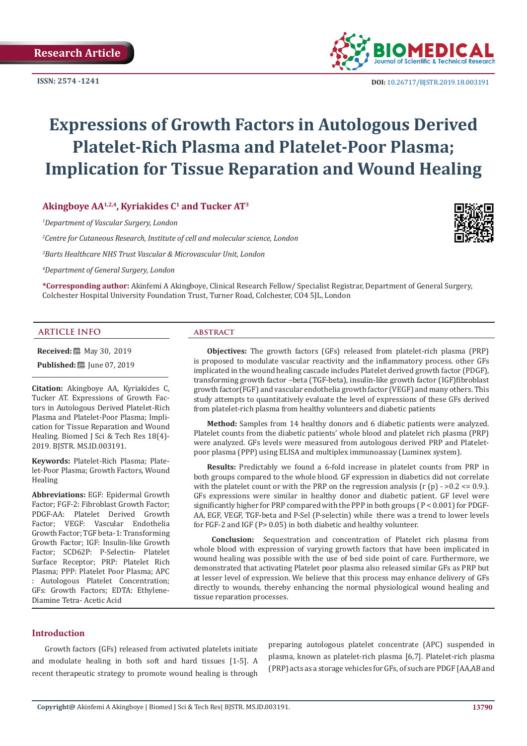Research Article

ISSN: 2574 -1241

DOI: 10.26717/BJSTR.2019.18.003191

# Expressions of Growth Factors in Autologous Derived Platelet-Rich Plasma and Platelet-Poor Plasma; Implication for Tissue Reparation and Wound Healing

**Akingboye AA[1,2,4], Kyriakides C[1] and Tucker AT[3]**

*[1]Department of Vascular Surgery, London*

*[2]Centre for Cutaneous Research, Institute of cell and molecular science, London*

*[3]Barts Healthcare NHS Trust Vascular & Microvascular Unit, London*

*[4]Department of General Surgery, London*

**\*Corresponding author:** Akinfemi A Akingboye, Clinical Research Fellow/ Specialist Registrar, Department of General Surgery, Colchester Hospital University Foundation Trust, Turner Road, Colchester, CO4 5JL, London

## ARTICLE INFO

**Received:** May 30, 2019

**Published:** June 07, 2019

**Citation:** Akingboye AA, Kyriakides C, Tucker AT. Expressions of Growth Factors in Autologous Derived Platelet-Rich Plasma and Platelet-Poor Plasma; Implication for Tissue Reparation and Wound Healing. Biomed J Sci & Tech Res 18(4)-2019. BJSTR. MS.ID.003191.

**Keywords:** Platelet-Rich Plasma; Platelet-Poor Plasma; Growth Factors, Wound Healing

**Abbreviations:** EGF: Epidermal Growth Factor; FGF-2: Fibroblast Growth Factor; PDGF-AA: Platelet Derived Growth Factor; VEGF: Vascular Endothelia Growth Factor; TGF beta-1: Transforming Growth Factor; IGF: Insulin-like Growth Factor; SCD62P: P-Selectin- Platelet Surface Receptor; PRP: Platelet Rich Plasma; PPP: Platelet Poor Plasma; APC : Autologous Platelet Concentration; GFs: Growth Factors; EDTA: Ethylene-Diamine Tetra- Acetic Acid

## ABSTRACT

**Objectives:** The growth factors (GFs) released from platelet-rich plasma (PRP) is proposed to modulate vascular reactivity and the inflammatory process. other GFs implicated in the wound healing cascade includes Platelet derived growth factor (PDGF), transforming growth factor –beta (TGF-beta), insulin-like growth factor (IGF)fibroblast growth factor(FGF) and vascular endothelia growth factor (VEGF) and many others. This study attempts to quantitatively evaluate the level of expressions of these GFs derived from platelet-rich plasma from healthy volunteers and diabetic patients

**Method:** Samples from 14 healthy donors and 6 diabetic patients were analyzed. Platelet counts from the diabetic patients' whole blood and platelet rich plasma (PRP) were analyzed. GFs levels were measured from autologous derived PRP and Platelet-poor plasma (PPP) using ELISA and multiplex immunoassay (Luminex system).

**Results:** Predictably we found a 6-fold increase in platelet counts from PRP in both groups compared to the whole blood. GF expression in diabetics did not correlate with the platelet count or with the PRP on the regression analysis (r (p) - >0.2 <= 0.9.). GFs expressions were similar in healthy donor and diabetic patient. GF level were significantly higher for PRP compared with the PPP in both groups ( $P < 0.001$) for PDGF-AA, EGF, VEGF, TGF-beta and P-Sel (P-selectin) while there was a trend to lower levels for FGF-2 and IGF ($P > 0.05$) in both diabetic and healthy volunteer.

**Conclusion:** Sequestration and concentration of Platelet rich plasma from whole blood with expression of varying growth factors that have been implicated in wound healing was possible with the use of bed side point of care. Furthermore, we demonstrated that activating Platelet poor plasma also released similar GFs as PRP but at lesser level of expression. We believe that this process may enhance delivery of GFs directly to wounds, thereby enhancing the normal physiological wound healing and tissue reparation processes.

## Introduction

Growth factors (GFs) released from activated platelets initiate and modulate healing in both soft and hard tissues [1-5]. A recent therapeutic strategy to promote wound healing is through preparing autologous platelet concentrate (APC) suspended in plasma, known as platelet-rich plasma [6,7]. Platelet-rich plasma (PRP) acts as a storage vehicles for GFs, of such are PDGF [AA,AB and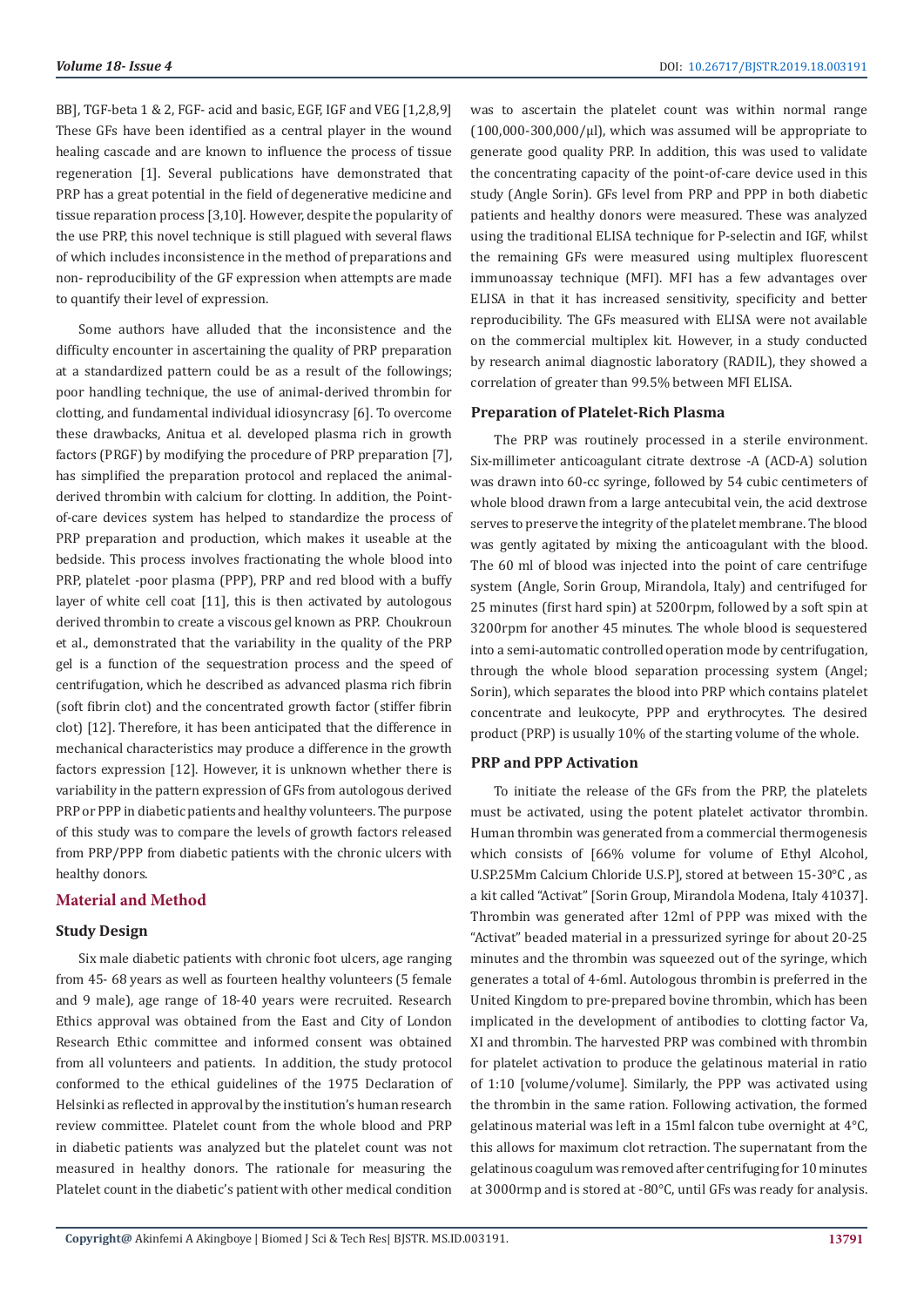BB], TGF-beta 1 & 2, FGF- acid and basic, EGF, IGF and VEG [1,2,8,9] These GFs have been identified as a central player in the wound healing cascade and are known to influence the process of tissue regeneration [1]. Several publications have demonstrated that PRP has a great potential in the field of degenerative medicine and tissue reparation process [3,10]. However, despite the popularity of the use PRP, this novel technique is still plagued with several flaws of which includes inconsistence in the method of preparations and non- reproducibility of the GF expression when attempts are made to quantify their level of expression.

Some authors have alluded that the inconsistence and the difficulty encounter in ascertaining the quality of PRP preparation at a standardized pattern could be as a result of the followings; poor handling technique, the use of animal-derived thrombin for clotting, and fundamental individual idiosyncrasy [6]. To overcome these drawbacks, Anitua et al. developed plasma rich in growth factors (PRGF) by modifying the procedure of PRP preparation [7], has simplified the preparation protocol and replaced the animal-derived thrombin with calcium for clotting. In addition, the Point-of-care devices system has helped to standardize the process of PRP preparation and production, which makes it useable at the bedside. This process involves fractionating the whole blood into PRP, platelet -poor plasma (PPP), PRP and red blood with a buffy layer of white cell coat [11], this is then activated by autologous derived thrombin to create a viscous gel known as PRP. Choukroun et al., demonstrated that the variability in the quality of the PRP gel is a function of the sequestration process and the speed of centrifugation, which he described as advanced plasma rich fibrin (soft fibrin clot) and the concentrated growth factor (stiffer fibrin clot) [12]. Therefore, it has been anticipated that the difference in mechanical characteristics may produce a difference in the growth factors expression [12]. However, it is unknown whether there is variability in the pattern expression of GFs from autologous derived PRP or PPP in diabetic patients and healthy volunteers. The purpose of this study was to compare the levels of growth factors released from PRP/PPP from diabetic patients with the chronic ulcers with healthy donors.

## Material and Method

### Study Design

Six male diabetic patients with chronic foot ulcers, age ranging from 45- 68 years as well as fourteen healthy volunteers (5 female and 9 male), age range of 18-40 years were recruited. Research Ethics approval was obtained from the East and City of London Research Ethic committee and informed consent was obtained from all volunteers and patients. In addition, the study protocol conformed to the ethical guidelines of the 1975 Declaration of Helsinki as reflected in approval by the institution's human research review committee. Platelet count from the whole blood and PRP in diabetic patients was analyzed but the platelet count was not measured in healthy donors. The rationale for measuring the Platelet count in the diabetic's patient with other medical condition was to ascertain the platelet count was within normal range (100,000-300,000/μl), which was assumed will be appropriate to generate good quality PRP. In addition, this was used to validate the concentrating capacity of the point-of-care device used in this study (Angle Sorin). GFs level from PRP and PPP in both diabetic patients and healthy donors were measured. These was analyzed using the traditional ELISA technique for P-selectin and IGF, whilst the remaining GFs were measured using multiplex fluorescent immunoassay technique (MFI). MFI has a few advantages over ELISA in that it has increased sensitivity, specificity and better reproducibility. The GFs measured with ELISA were not available on the commercial multiplex kit. However, in a study conducted by research animal diagnostic laboratory (RADIL), they showed a correlation of greater than 99.5% between MFI ELISA.

### Preparation of Platelet-Rich Plasma

The PRP was routinely processed in a sterile environment. Six-millimeter anticoagulant citrate dextrose -A (ACD-A) solution was drawn into 60-cc syringe, followed by 54 cubic centimeters of whole blood drawn from a large antecubital vein, the acid dextrose serves to preserve the integrity of the platelet membrane. The blood was gently agitated by mixing the anticoagulant with the blood. The 60 ml of blood was injected into the point of care centrifuge system (Angle, Sorin Group, Mirandola, Italy) and centrifuged for 25 minutes (first hard spin) at 5200rpm, followed by a soft spin at 3200rpm for another 45 minutes. The whole blood is sequestered into a semi-automatic controlled operation mode by centrifugation, through the whole blood separation processing system (Angel; Sorin), which separates the blood into PRP which contains platelet concentrate and leukocyte, PPP and erythrocytes. The desired product (PRP) is usually 10% of the starting volume of the whole.

### PRP and PPP Activation

To initiate the release of the GFs from the PRP, the platelets must be activated, using the potent platelet activator thrombin. Human thrombin was generated from a commercial thermogenesis which consists of [66% volume for volume of Ethyl Alcohol, U.SP.25Mm Calcium Chloride U.S.P], stored at between 15-30°C , as a kit called "Activat" [Sorin Group, Mirandola Modena, Italy 41037]. Thrombin was generated after 12ml of PPP was mixed with the "Activat" beaded material in a pressurized syringe for about 20-25 minutes and the thrombin was squeezed out of the syringe, which generates a total of 4-6ml. Autologous thrombin is preferred in the United Kingdom to pre-prepared bovine thrombin, which has been implicated in the development of antibodies to clotting factor Va, XI and thrombin. The harvested PRP was combined with thrombin for platelet activation to produce the gelatinous material in ratio of 1:10 [volume/volume]. Similarly, the PPP was activated using the thrombin in the same ration. Following activation, the formed gelatinous material was left in a 15ml falcon tube overnight at 4°C, this allows for maximum clot retraction. The supernatant from the gelatinous coagulum was removed after centrifuging for 10 minutes at 3000rmp and is stored at -80°C, until GFs was ready for analysis.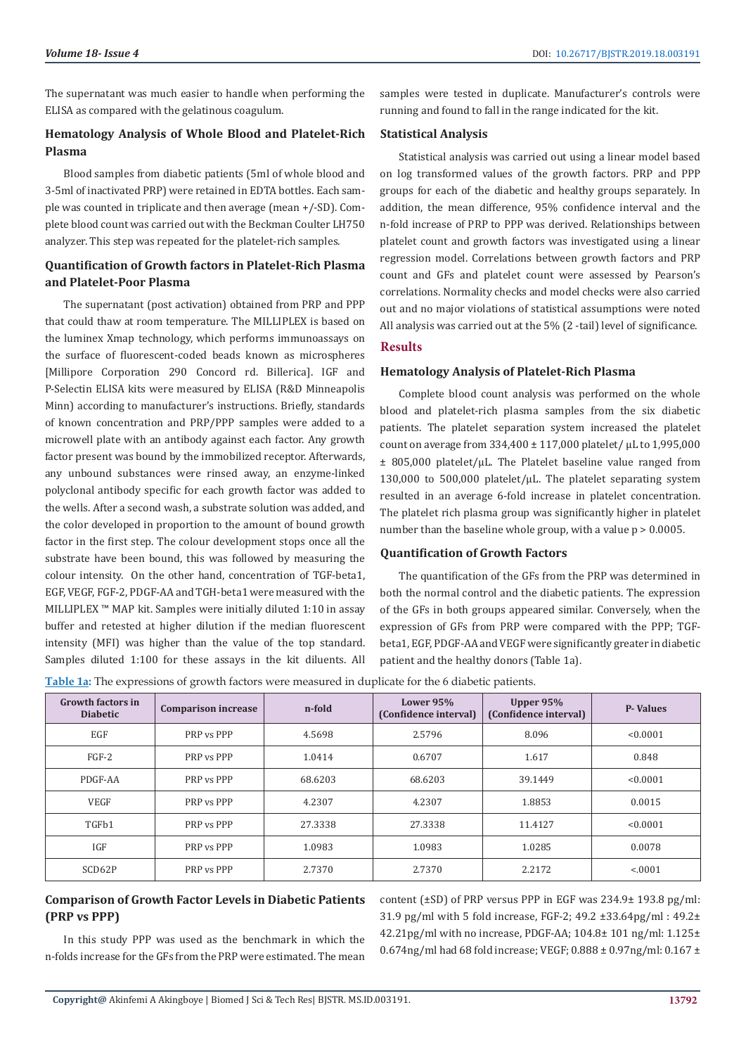The supernatant was much easier to handle when performing the ELISA as compared with the gelatinous coagulum.

### Hematology Analysis of Whole Blood and Platelet-Rich Plasma

Blood samples from diabetic patients (5ml of whole blood and 3-5ml of inactivated PRP) were retained in EDTA bottles. Each sample was counted in triplicate and then average (mean +/-SD). Complete blood count was carried out with the Beckman Coulter LH750 analyzer. This step was repeated for the platelet-rich samples.

### Quantification of Growth factors in Platelet-Rich Plasma and Platelet-Poor Plasma

The supernatant (post activation) obtained from PRP and PPP that could thaw at room temperature. The MILLIPLEX is based on the luminex Xmap technology, which performs immunoassays on the surface of fluorescent-coded beads known as microspheres [Millipore Corporation 290 Concord rd. Billerica]. IGF and P-Selectin ELISA kits were measured by ELISA (R&D Minneapolis Minn) according to manufacturer's instructions. Briefly, standards of known concentration and PRP/PPP samples were added to a microwell plate with an antibody against each factor. Any growth factor present was bound by the immobilized receptor. Afterwards, any unbound substances were rinsed away, an enzyme-linked polyclonal antibody specific for each growth factor was added to the wells. After a second wash, a substrate solution was added, and the color developed in proportion to the amount of bound growth factor in the first step. The colour development stops once all the substrate have been bound, this was followed by measuring the colour intensity. On the other hand, concentration of TGF-beta1, EGF, VEGF, FGF-2, PDGF-AA and TGH-beta1 were measured with the MILLIPLEX ™ MAP kit. Samples were initially diluted 1:10 in assay buffer and retested at higher dilution if the median fluorescent intensity (MFI) was higher than the value of the top standard. Samples diluted 1:100 for these assays in the kit diluents. All samples were tested in duplicate. Manufacturer's controls were running and found to fall in the range indicated for the kit.

### Statistical Analysis

Statistical analysis was carried out using a linear model based on log transformed values of the growth factors. PRP and PPP groups for each of the diabetic and healthy groups separately. In addition, the mean difference, 95% confidence interval and the n-fold increase of PRP to PPP was derived. Relationships between platelet count and growth factors was investigated using a linear regression model. Correlations between growth factors and PRP count and GFs and platelet count were assessed by Pearson's correlations. Normality checks and model checks were also carried out and no major violations of statistical assumptions were noted All analysis was carried out at the 5% (2 -tail) level of significance.

## Results

### Hematology Analysis of Platelet-Rich Plasma

Complete blood count analysis was performed on the whole blood and platelet-rich plasma samples from the six diabetic patients. The platelet separation system increased the platelet count on average from 334,400 ± 117,000 platelet/ μL to 1,995,000 ± 805,000 platelet/μL. The Platelet baseline value ranged from 130,000 to 500,000 platelet/μL. The platelet separating system resulted in an average 6-fold increase in platelet concentration. The platelet rich plasma group was significantly higher in platelet number than the baseline whole group, with a value $p > 0.0005$.

### Quantification of Growth Factors

The quantification of the GFs from the PRP was determined in both the normal control and the diabetic patients. The expression of the GFs in both groups appeared similar. Conversely, when the expression of GFs from PRP were compared with the PPP; TGF-beta1, EGF, PDGF-AA and VEGF were significantly greater in diabetic patient and the healthy donors (Table 1a).

**Table 1a:** The expressions of growth factors were measured in duplicate for the 6 diabetic patients.

| Growth factors in Diabetic | Comparison increase | n-fold | Lower 95% (Confidence interval) | Upper 95% (Confidence interval) | P- Values |
|---|---|---|---|---|---|
| EGF | PRP vs PPP | 4.5698 | 2.5796 | 8.096 | <0.0001 |
| FGF-2 | PRP vs PPP | 1.0414 | 0.6707 | 1.617 | 0.848 |
| PDGF-AA | PRP vs PPP | 68.6203 | 68.6203 | 39.1449 | <0.0001 |
| VEGF | PRP vs PPP | 4.2307 | 4.2307 | 1.8853 | 0.0015 |
| TGFb1 | PRP vs PPP | 27.3338 | 27.3338 | 11.4127 | <0.0001 |
| IGF | PRP vs PPP | 1.0983 | 1.0983 | 1.0285 | 0.0078 |
| SCD62P | PRP vs PPP | 2.7370 | 2.7370 | 2.2172 | <.0001 |

### Comparison of Growth Factor Levels in Diabetic Patients (PRP vs PPP)

In this study PPP was used as the benchmark in which the n-folds increase for the GFs from the PRP were estimated. The mean content (±SD) of PRP versus PPP in EGF was 234.9± 193.8 pg/ml: 31.9 pg/ml with 5 fold increase, FGF-2; 49.2 ±33.64pg/ml : 49.2± 42.21pg/ml with no increase, PDGF-AA; 104.8± 101 ng/ml: 1.125± 0.674ng/ml had 68 fold increase; VEGF; 0.888 ± 0.97ng/ml: 0.167 ±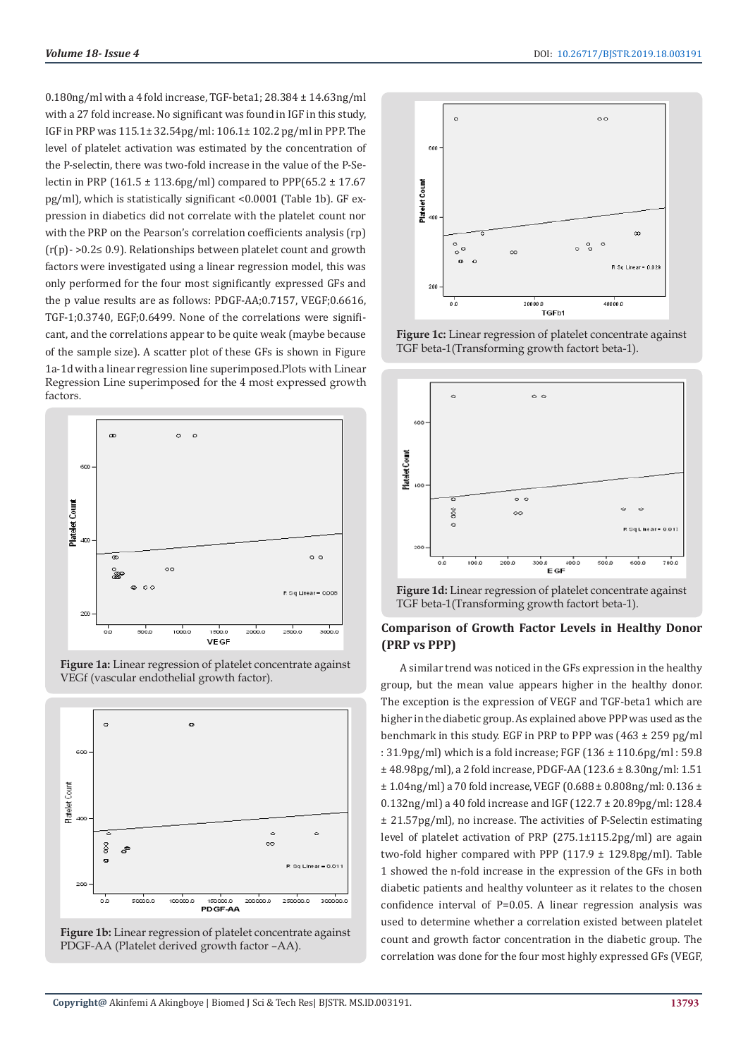0.180ng/ml with a 4 fold increase, TGF-beta1; 28.384 ± 14.63ng/ml with a 27 fold increase. No significant was found in IGF in this study, IGF in PRP was 115.1± 32.54pg/ml: 106.1± 102.2 pg/ml in PPP. The level of platelet activation was estimated by the concentration of the P-selectin, there was two-fold increase in the value of the P-Selectin in PRP (161.5 ± 113.6pg/ml) compared to PPP(65.2 ± 17.67 pg/ml), which is statistically significant <0.0001 (Table 1b). GF expression in diabetics did not correlate with the platelet count nor with the PRP on the Pearson's correlation coefficients analysis (rp) (r(p)- >0.2≤ 0.9). Relationships between platelet count and growth factors were investigated using a linear regression model, this was only performed for the four most significantly expressed GFs and the p value results are as follows: PDGF-AA;0.7157, VEGF;0.6616, TGF-1;0.3740, EGF;0.6499. None of the correlations were significant, and the correlations appear to be quite weak (maybe because of the sample size). A scatter plot of these GFs is shown in Figure 1a-1d with a linear regression line superimposed.Plots with Linear Regression Line superimposed for the 4 most expressed growth factors.

**Figure 1a:** Linear regression of platelet concentrate against VEGf (vascular endothelial growth factor).

**Figure 1b:** Linear regression of platelet concentrate against PDGF-AA (Platelet derived growth factor –AA).

**Figure 1c:** Linear regression of platelet concentrate against TGF beta-1(Transforming growth factort beta-1).

**Figure 1d:** Linear regression of platelet concentrate against TGF beta-1(Transforming growth factort beta-1).

### Comparison of Growth Factor Levels in Healthy Donor (PRP vs PPP)

A similar trend was noticed in the GFs expression in the healthy group, but the mean value appears higher in the healthy donor. The exception is the expression of VEGF and TGF-beta1 which are higher in the diabetic group. As explained above PPP was used as the benchmark in this study. EGF in PRP to PPP was (463 ± 259 pg/ml : 31.9pg/ml) which is a fold increase; FGF (136 ± 110.6pg/ml : 59.8 ± 48.98pg/ml), a 2 fold increase, PDGF-AA (123.6 ± 8.30ng/ml: 1.51 ± 1.04ng/ml) a 70 fold increase, VEGF (0.688 ± 0.808ng/ml: 0.136 ± 0.132ng/ml) a 40 fold increase and IGF (122.7 ± 20.89pg/ml: 128.4 ± 21.57pg/ml), no increase. The activities of P-Selectin estimating level of platelet activation of PRP (275.1±115.2pg/ml) are again two-fold higher compared with PPP (117.9 ± 129.8pg/ml). Table 1 showed the n-fold increase in the expression of the GFs in both diabetic patients and healthy volunteer as it relates to the chosen confidence interval of P=0.05. A linear regression analysis was used to determine whether a correlation existed between platelet count and growth factor concentration in the diabetic group. The correlation was done for the four most highly expressed GFs (VEGF,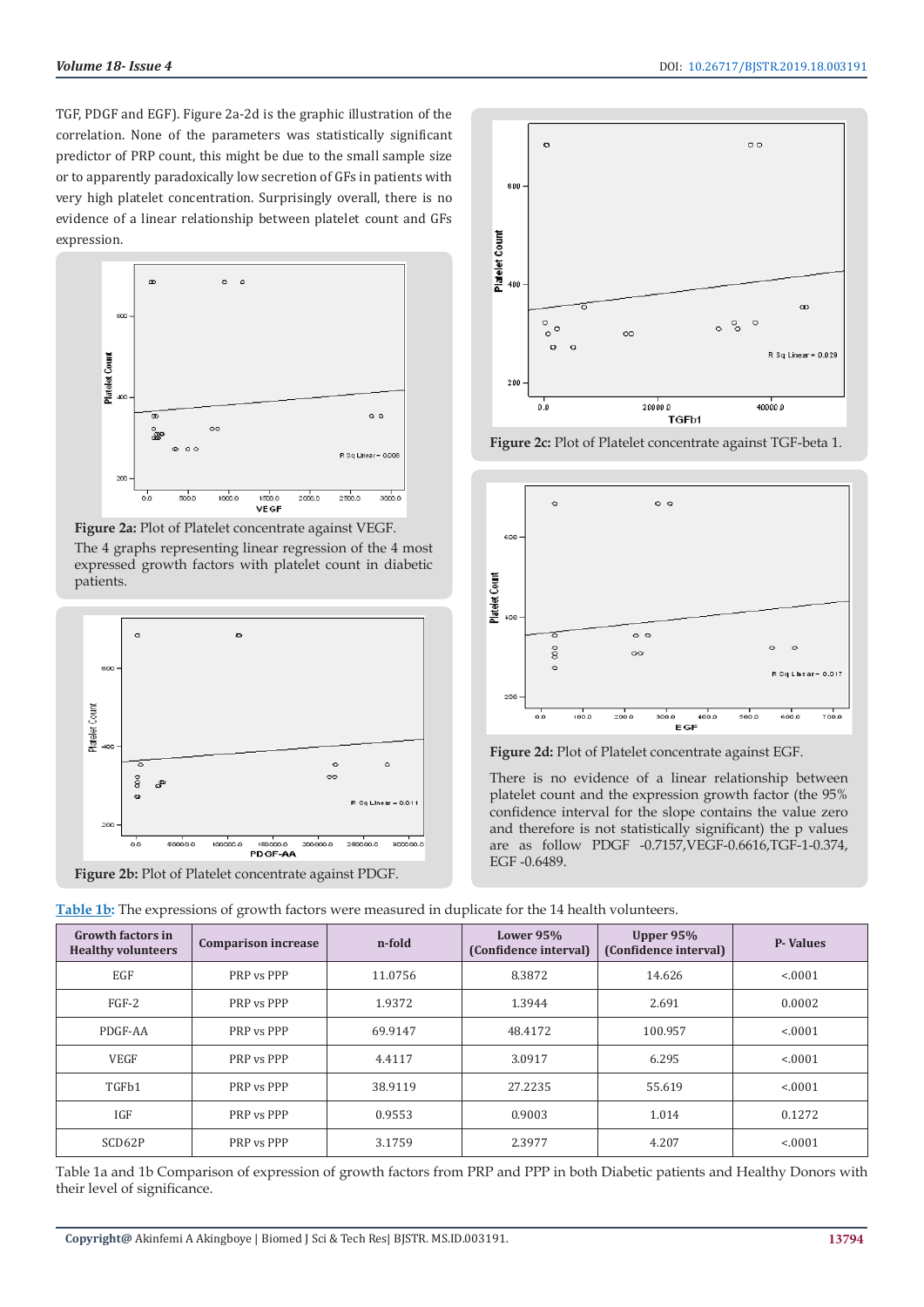TGF, PDGF and EGF). Figure 2a-2d is the graphic illustration of the correlation. None of the parameters was statistically significant predictor of PRP count, this might be due to the small sample size or to apparently paradoxically low secretion of GFs in patients with very high platelet concentration. Surprisingly overall, there is no evidence of a linear relationship between platelet count and GFs expression.

**Figure 2a:** Plot of Platelet concentrate against VEGF.

The 4 graphs representing linear regression of the 4 most expressed growth factors with platelet count in diabetic patients.

**Figure 2b:** Plot of Platelet concentrate against PDGF.

**Figure 2c:** Plot of Platelet concentrate against TGF-beta 1.

**Figure 2d:** Plot of Platelet concentrate against EGF.

There is no evidence of a linear relationship between platelet count and the expression growth factor (the 95% confidence interval for the slope contains the value zero and therefore is not statistically significant) the p values are as follow PDGF -0.7157,VEGF-0.6616,TGF-1-0.374, EGF -0.6489.

**Table 1b:** The expressions of growth factors were measured in duplicate for the 14 health volunteers.

| Growth factors in Healthy volunteers | Comparison increase | n-fold | Lower 95% (Confidence interval) | Upper 95% (Confidence interval) | P- Values |
|---|---|---|---|---|---|
| EGF | PRP vs PPP | 11.0756 | 8.3872 | 14.626 | <.0001 |
| FGF-2 | PRP vs PPP | 1.9372 | 1.3944 | 2.691 | 0.0002 |
| PDGF-AA | PRP vs PPP | 69.9147 | 48.4172 | 100.957 | <.0001 |
| VEGF | PRP vs PPP | 4.4117 | 3.0917 | 6.295 | <.0001 |
| TGFb1 | PRP vs PPP | 38.9119 | 27.2235 | 55.619 | <.0001 |
| IGF | PRP vs PPP | 0.9553 | 0.9003 | 1.014 | 0.1272 |
| SCD62P | PRP vs PPP | 3.1759 | 2.3977 | 4.207 | <.0001 |

Table 1a and 1b Comparison of expression of growth factors from PRP and PPP in both Diabetic patients and Healthy Donors with their level of significance.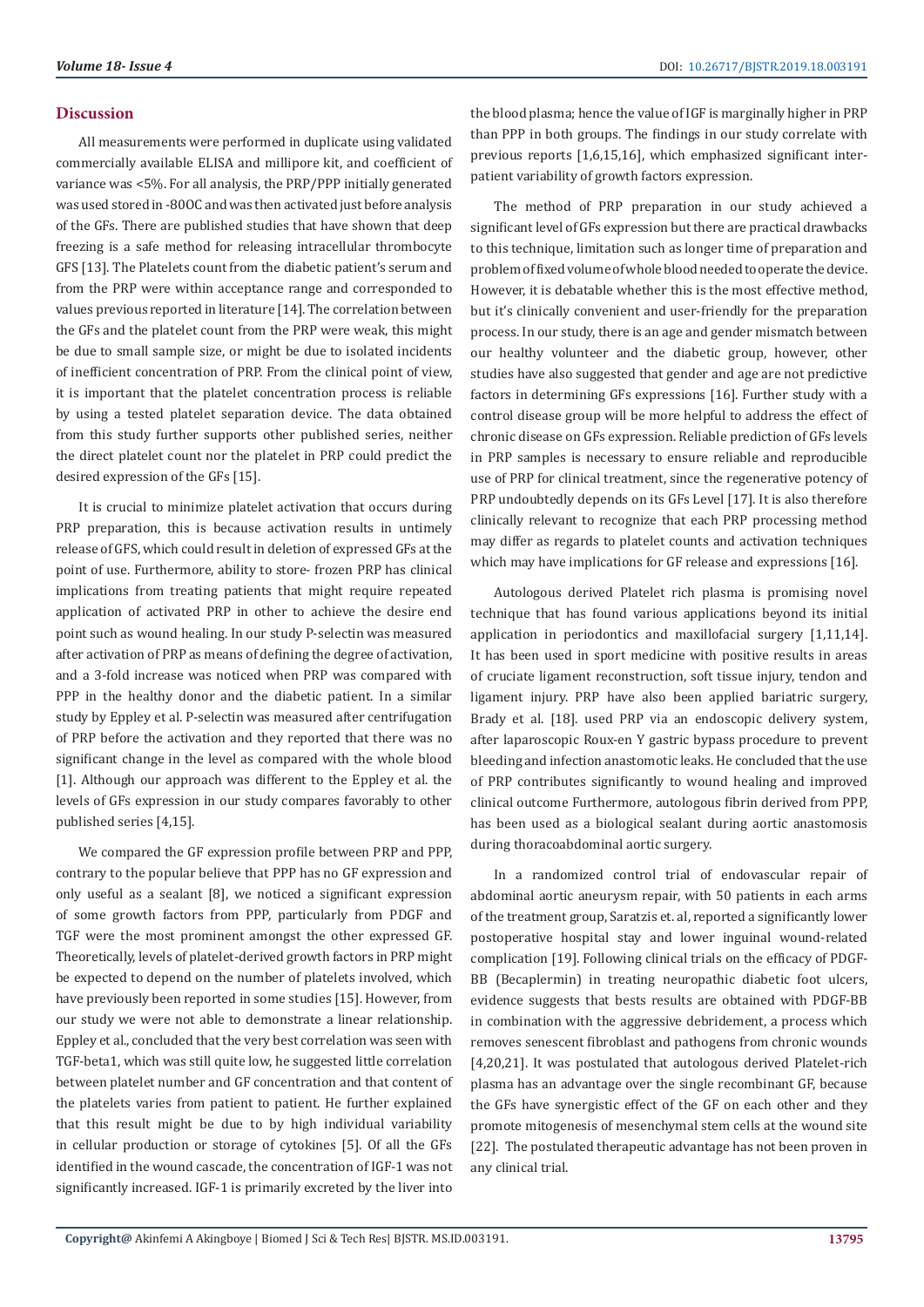## Discussion

All measurements were performed in duplicate using validated commercially available ELISA and millipore kit, and coefficient of variance was <5%. For all analysis, the PRP/PPP initially generated was used stored in -80OC and was then activated just before analysis of the GFs. There are published studies that have shown that deep freezing is a safe method for releasing intracellular thrombocyte GFS [13]. The Platelets count from the diabetic patient's serum and from the PRP were within acceptance range and corresponded to values previous reported in literature [14]. The correlation between the GFs and the platelet count from the PRP were weak, this might be due to small sample size, or might be due to isolated incidents of inefficient concentration of PRP. From the clinical point of view, it is important that the platelet concentration process is reliable by using a tested platelet separation device. The data obtained from this study further supports other published series, neither the direct platelet count nor the platelet in PRP could predict the desired expression of the GFs [15].

It is crucial to minimize platelet activation that occurs during PRP preparation, this is because activation results in untimely release of GFS, which could result in deletion of expressed GFs at the point of use. Furthermore, ability to store- frozen PRP has clinical implications from treating patients that might require repeated application of activated PRP in other to achieve the desire end point such as wound healing. In our study P-selectin was measured after activation of PRP as means of defining the degree of activation, and a 3-fold increase was noticed when PRP was compared with PPP in the healthy donor and the diabetic patient. In a similar study by Eppley et al. P-selectin was measured after centrifugation of PRP before the activation and they reported that there was no significant change in the level as compared with the whole blood [1]. Although our approach was different to the Eppley et al. the levels of GFs expression in our study compares favorably to other published series [4,15].

We compared the GF expression profile between PRP and PPP, contrary to the popular believe that PPP has no GF expression and only useful as a sealant [8], we noticed a significant expression of some growth factors from PPP, particularly from PDGF and TGF were the most prominent amongst the other expressed GF. Theoretically, levels of platelet-derived growth factors in PRP might be expected to depend on the number of platelets involved, which have previously been reported in some studies [15]. However, from our study we were not able to demonstrate a linear relationship. Eppley et al., concluded that the very best correlation was seen with TGF-beta1, which was still quite low, he suggested little correlation between platelet number and GF concentration and that content of the platelets varies from patient to patient. He further explained that this result might be due to by high individual variability in cellular production or storage of cytokines [5]. Of all the GFs identified in the wound cascade, the concentration of IGF-1 was not significantly increased. IGF-1 is primarily excreted by the liver into the blood plasma; hence the value of IGF is marginally higher in PRP than PPP in both groups. The findings in our study correlate with previous reports [1,6,15,16], which emphasized significant inter-patient variability of growth factors expression.

The method of PRP preparation in our study achieved a significant level of GFs expression but there are practical drawbacks to this technique, limitation such as longer time of preparation and problem of fixed volume of whole blood needed to operate the device. However, it is debatable whether this is the most effective method, but it's clinically convenient and user-friendly for the preparation process. In our study, there is an age and gender mismatch between our healthy volunteer and the diabetic group, however, other studies have also suggested that gender and age are not predictive factors in determining GFs expressions [16]. Further study with a control disease group will be more helpful to address the effect of chronic disease on GFs expression. Reliable prediction of GFs levels in PRP samples is necessary to ensure reliable and reproducible use of PRP for clinical treatment, since the regenerative potency of PRP undoubtedly depends on its GFs Level [17]. It is also therefore clinically relevant to recognize that each PRP processing method may differ as regards to platelet counts and activation techniques which may have implications for GF release and expressions [16].

Autologous derived Platelet rich plasma is promising novel technique that has found various applications beyond its initial application in periodontics and maxillofacial surgery [1,11,14]. It has been used in sport medicine with positive results in areas of cruciate ligament reconstruction, soft tissue injury, tendon and ligament injury. PRP have also been applied bariatric surgery, Brady et al. [18]. used PRP via an endoscopic delivery system, after laparoscopic Roux-en Y gastric bypass procedure to prevent bleeding and infection anastomotic leaks. He concluded that the use of PRP contributes significantly to wound healing and improved clinical outcome Furthermore, autologous fibrin derived from PPP, has been used as a biological sealant during aortic anastomosis during thoracoabdominal aortic surgery.

In a randomized control trial of endovascular repair of abdominal aortic aneurysm repair, with 50 patients in each arms of the treatment group, Saratzis et. al, reported a significantly lower postoperative hospital stay and lower inguinal wound-related complication [19]. Following clinical trials on the efficacy of PDGF-BB (Becaplermin) in treating neuropathic diabetic foot ulcers, evidence suggests that bests results are obtained with PDGF-BB in combination with the aggressive debridement, a process which removes senescent fibroblast and pathogens from chronic wounds [4,20,21]. It was postulated that autologous derived Platelet-rich plasma has an advantage over the single recombinant GF, because the GFs have synergistic effect of the GF on each other and they promote mitogenesis of mesenchymal stem cells at the wound site [22]. The postulated therapeutic advantage has not been proven in any clinical trial.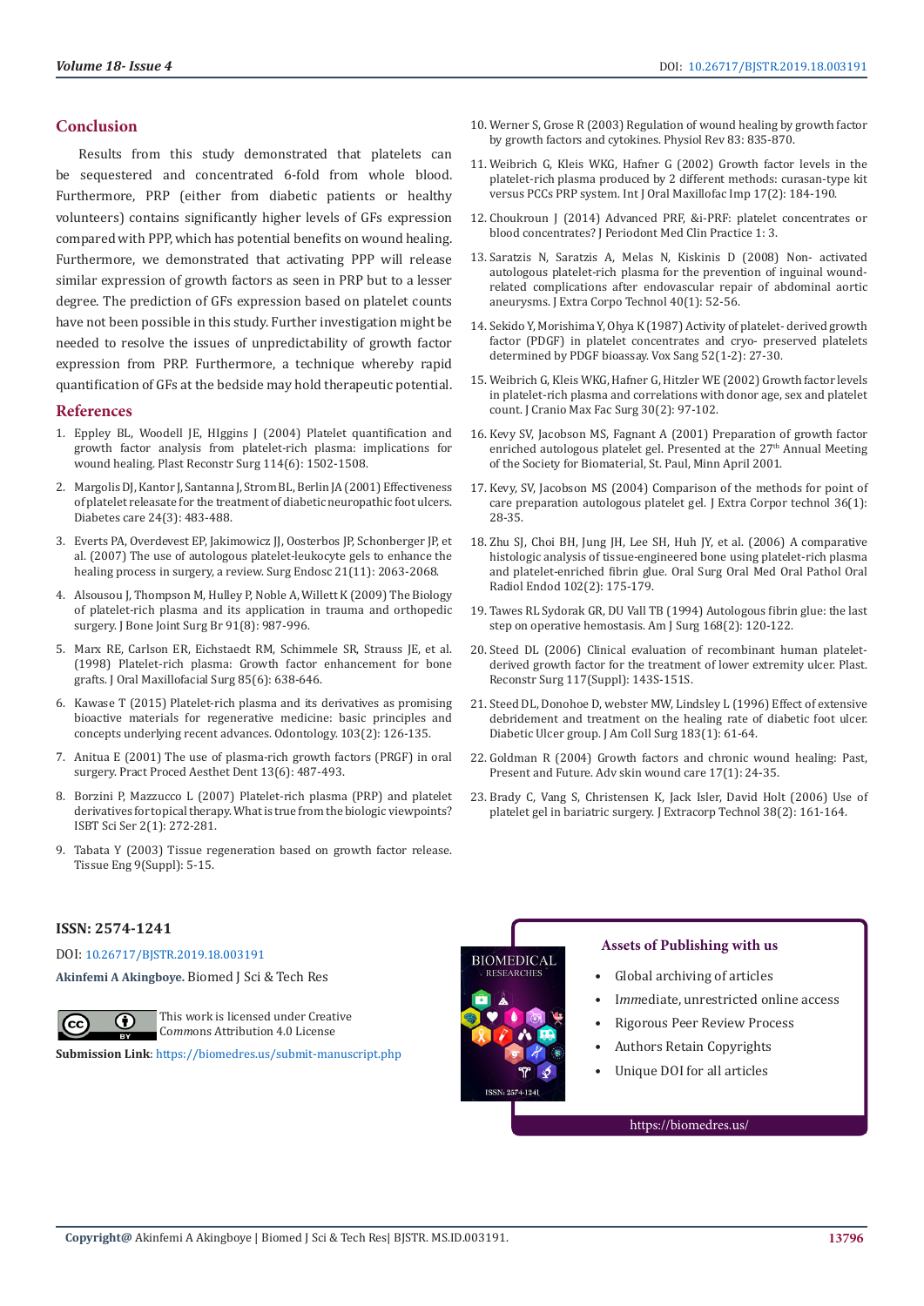## Conclusion

Results from this study demonstrated that platelets can be sequestered and concentrated 6-fold from whole blood. Furthermore, PRP (either from diabetic patients or healthy volunteers) contains significantly higher levels of GFs expression compared with PPP, which has potential benefits on wound healing. Furthermore, we demonstrated that activating PPP will release similar expression of growth factors as seen in PRP but to a lesser degree. The prediction of GFs expression based on platelet counts have not been possible in this study. Further investigation might be needed to resolve the issues of unpredictability of growth factor expression from PRP. Furthermore, a technique whereby rapid quantification of GFs at the bedside may hold therapeutic potential.

## References

1. Eppley BL, Woodell JE, HIggins J (2004) Platelet quantification and growth factor analysis from platelet-rich plasma: implications for wound healing. Plast Reconstr Surg 114(6): 1502-1508.
2. Margolis DJ, Kantor J, Santanna J, Strom BL, Berlin JA (2001) Effectiveness of platelet releasate for the treatment of diabetic neuropathic foot ulcers. Diabetes care 24(3): 483-488.
3. Everts PA, Overdevest EP, Jakimowicz JJ, Oosterbos JP, Schonberger JP, et al. (2007) The use of autologous platelet-leukocyte gels to enhance the healing process in surgery, a review. Surg Endosc 21(11): 2063-2068.
4. Alsousou J, Thompson M, Hulley P, Noble A, Willett K (2009) The Biology of platelet-rich plasma and its application in trauma and orthopedic surgery. J Bone Joint Surg Br 91(8): 987-996.
5. Marx RE, Carlson ER, Eichstaedt RM, Schimmele SR, Strauss JE, et al. (1998) Platelet-rich plasma: Growth factor enhancement for bone grafts. J Oral Maxillofacial Surg 85(6): 638-646.
6. Kawase T (2015) Platelet-rich plasma and its derivatives as promising bioactive materials for regenerative medicine: basic principles and concepts underlying recent advances. Odontology. 103(2): 126-135.
7. Anitua E (2001) The use of plasma-rich growth factors (PRGF) in oral surgery. Pract Proced Aesthet Dent 13(6): 487-493.
8. Borzini P, Mazzucco L (2007) Platelet-rich plasma (PRP) and platelet derivatives for topical therapy. What is true from the biologic viewpoints? ISBT Sci Ser 2(1): 272-281.
9. Tabata Y (2003) Tissue regeneration based on growth factor release. Tissue Eng 9(Suppl): 5-15.
10. Werner S, Grose R (2003) Regulation of wound healing by growth factor by growth factors and cytokines. Physiol Rev 83: 835-870.
11. Weibrich G, Kleis WKG, Hafner G (2002) Growth factor levels in the platelet-rich plasma produced by 2 different methods: curasan-type kit versus PCCs PRP system. Int J Oral Maxillofac Imp 17(2): 184-190.
12. Choukroun J (2014) Advanced PRF, &i-PRF: platelet concentrates or blood concentrates? J Periodont Med Clin Practice 1: 3.
13. Saratzis N, Saratzis A, Melas N, Kiskinis D (2008) Non- activated autologous platelet-rich plasma for the prevention of inguinal wound-related complications after endovascular repair of abdominal aortic aneurysms. J Extra Corpo Technol 40(1): 52-56.
14. Sekido Y, Morishima Y, Ohya K (1987) Activity of platelet- derived growth factor (PDGF) in platelet concentrates and cryo- preserved platelets determined by PDGF bioassay. Vox Sang 52(1-2): 27-30.
15. Weibrich G, Kleis WKG, Hafner G, Hitzler WE (2002) Growth factor levels in platelet-rich plasma and correlations with donor age, sex and platelet count. J Cranio Max Fac Surg 30(2): 97-102.
16. Kevy SV, Jacobson MS, Fagnant A (2001) Preparation of growth factor enriched autologous platelet gel. Presented at the 27th Annual Meeting of the Society for Biomaterial, St. Paul, Minn April 2001.
17. Kevy, SV, Jacobson MS (2004) Comparison of the methods for point of care preparation autologous platelet gel. J Extra Corpor technol 36(1): 28-35.
18. Zhu SJ, Choi BH, Jung JH, Lee SH, Huh JY, et al. (2006) A comparative histologic analysis of tissue-engineered bone using platelet-rich plasma and platelet-enriched fibrin glue. Oral Surg Oral Med Oral Pathol Oral Radiol Endod 102(2): 175-179.
19. Tawes RL Sydorak GR, DU Vall TB (1994) Autologous fibrin glue: the last step on operative hemostasis. Am J Surg 168(2): 120-122.
20. Steed DL (2006) Clinical evaluation of recombinant human platelet-derived growth factor for the treatment of lower extremity ulcer. Plast. Reconstr Surg 117(Suppl): 143S-151S.
21. Steed DL, Donohoe D, webster MW, Lindsley L (1996) Effect of extensive debridement and treatment on the healing rate of diabetic foot ulcer. Diabetic Ulcer group. J Am Coll Surg 183(1): 61-64.
22. Goldman R (2004) Growth factors and chronic wound healing: Past, Present and Future. Adv skin wound care 17(1): 24-35.
23. Brady C, Vang S, Christensen K, Jack Isler, David Holt (2006) Use of platelet gel in bariatric surgery. J Extracorp Technol 38(2): 161-164.

**ISSN: 2574-1241**

DOI: 10.26717/BJSTR.2019.18.003191

**Akinfemi A Akingboye.** Biomed J Sci & Tech Res

This work is licensed under Creative Commons Attribution 4.0 License

**Submission Link**: https://biomedres.us/submit-manuscript.php

**Assets of Publishing with us**

- Global archiving of articles
- Immediate, unrestricted online access
- Rigorous Peer Review Process
- Authors Retain Copyrights
- Unique DOI for all articles

https://biomedres.us/